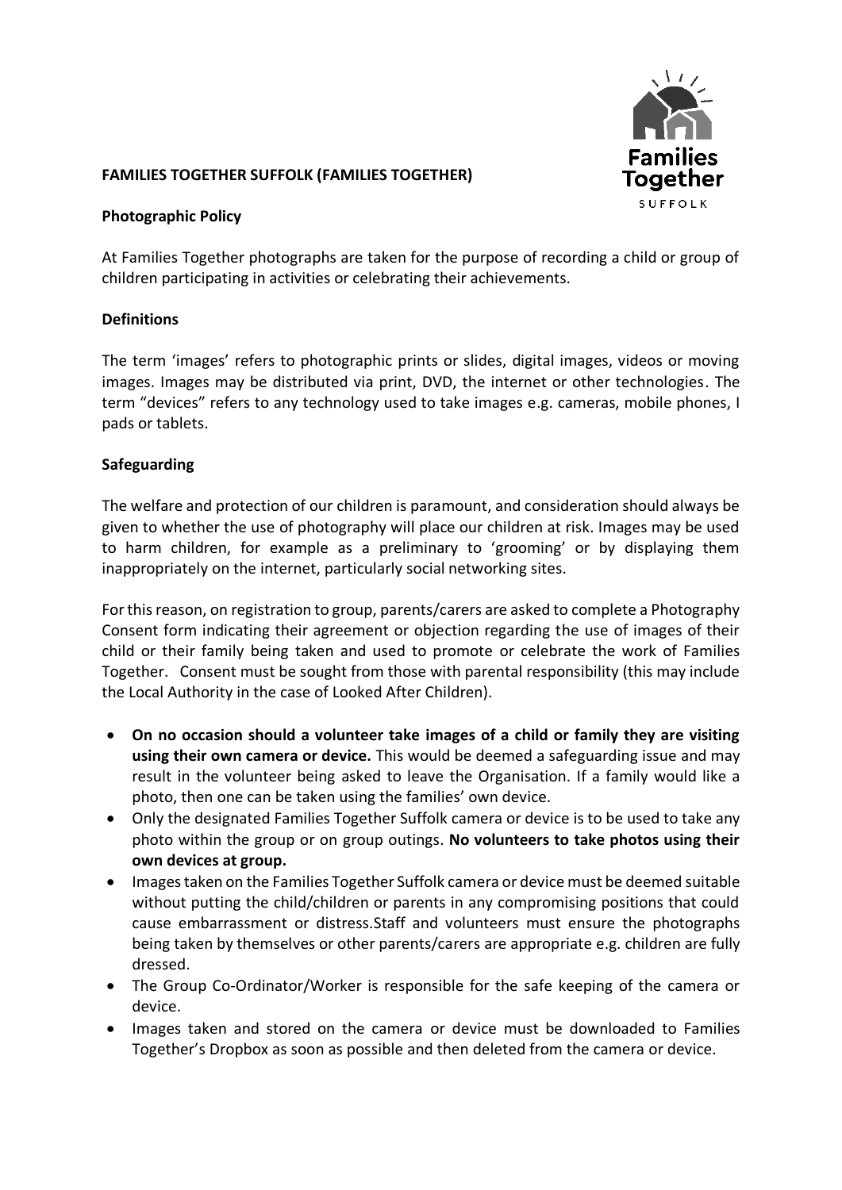**FAMILIES TOGETHER SUFFOLK (FAMILIES TOGETHER)**

**Photographic Policy**

At Families Together photographs are taken for the purpose of recording a child or group of children participating in activities or celebrating their achievements.

**Definitions**

The term 'images' refers to photographic prints or slides, digital images, videos or moving images. Images may be distributed via print, DVD, the internet or other technologies. The term "devices" refers to any technology used to take images e.g. cameras, mobile phones, I pads or tablets.

**Safeguarding**

The welfare and protection of our children is paramount, and consideration should always be given to whether the use of photography will place our children at risk. Images may be used to harm children, for example as a preliminary to 'grooming' or by displaying them inappropriately on the internet, particularly social networking sites.

For this reason, on registration to group, parents/carers are asked to complete a Photography Consent form indicating their agreement or objection regarding the use of images of their child or their family being taken and used to promote or celebrate the work of Families Together. Consent must be sought from those with parental responsibility (this may include the Local Authority in the case of Looked After Children).

- **On no occasion should a volunteer take images of a child or family they are visiting using their own camera or device.** This would be deemed a safeguarding issue and may result in the volunteer being asked to leave the Organisation. If a family would like a photo, then one can be taken using the families' own device.
- Only the designated Families Together Suffolk camera or device is to be used to take any photo within the group or on group outings. **No volunteers to take photos using their own devices at group.**
- Images taken on the Families Together Suffolk camera or device must be deemed suitable without putting the child/children or parents in any compromising positions that could cause embarrassment or distress.Staff and volunteers must ensure the photographs being taken by themselves or other parents/carers are appropriate e.g. children are fully dressed.
- The Group Co-Ordinator/Worker is responsible for the safe keeping of the camera or device.
- Images taken and stored on the camera or device must be downloaded to Families Together's Dropbox as soon as possible and then deleted from the camera or device.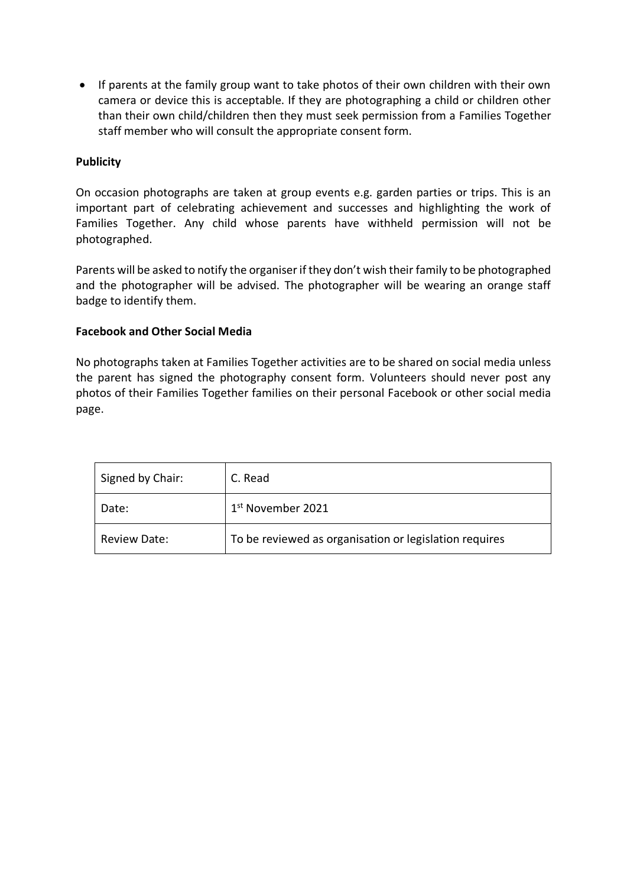- If parents at the family group want to take photos of their own children with their own camera or device this is acceptable. If they are photographing a child or children other than their own child/children then they must seek permission from a Families Together staff member who will consult the appropriate consent form.

**Publicity**

On occasion photographs are taken at group events e.g. garden parties or trips. This is an important part of celebrating achievement and successes and highlighting the work of Families Together. Any child whose parents have withheld permission will not be photographed.

Parents will be asked to notify the organiser if they don't wish their family to be photographed and the photographer will be advised. The photographer will be wearing an orange staff badge to identify them.

**Facebook and Other Social Media**

No photographs taken at Families Together activities are to be shared on social media unless the parent has signed the photography consent form. Volunteers should never post any photos of their Families Together families on their personal Facebook or other social media page.

| Signed by Chair: | C. Read |
|---|---|
| Date: | 1st November 2021 |
| Review Date: | To be reviewed as organisation or legislation requires |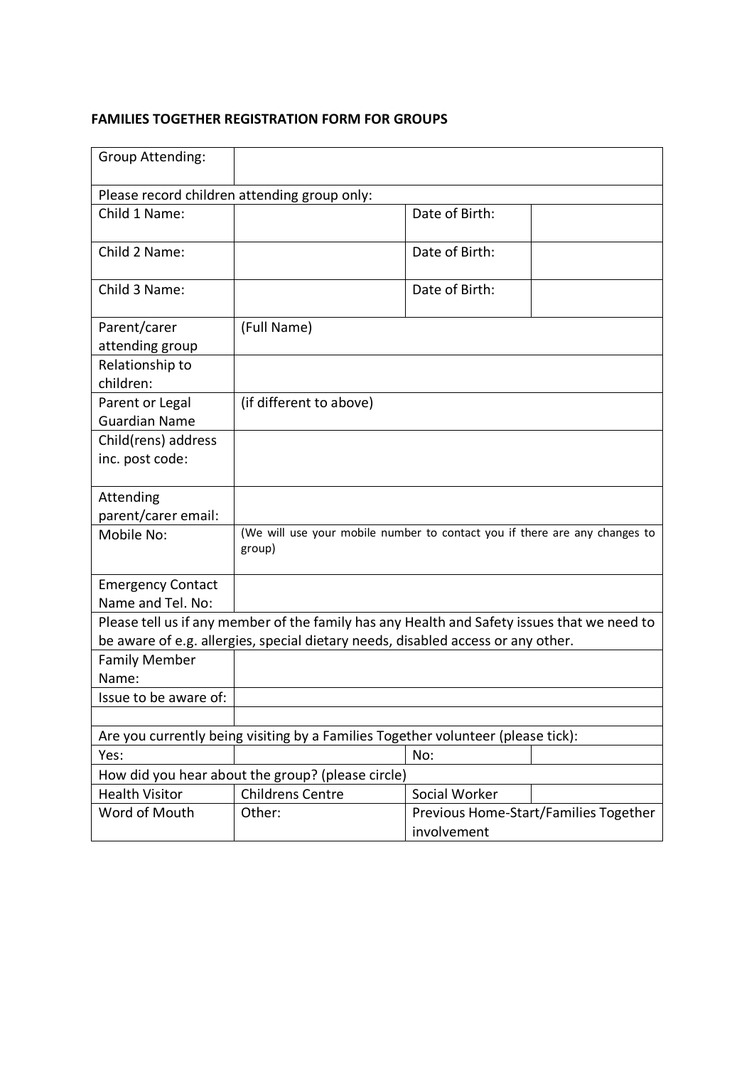**FAMILIES TOGETHER REGISTRATION FORM FOR GROUPS**

| Group Attending: | | | |
|---|---|---|---|
| Please record children attending group only: | | | |
| Child 1 Name: | | Date of Birth: | |
| Child 2 Name: | | Date of Birth: | |
| Child 3 Name: | | Date of Birth: | |
| Parent/carer attending group | (Full Name) | | |
| Relationship to children: | | | |
| Parent or Legal Guardian Name | (if different to above) | | |
| Child(rens) address inc. post code: | | | |
| Attending parent/carer email: | | | |
| Mobile No: | (We will use your mobile number to contact you if there are any changes to group) | | |
| Emergency Contact Name and Tel. No: | | | |
| Please tell us if any member of the family has any Health and Safety issues that we need to be aware of e.g. allergies, special dietary needs, disabled access or any other. | | | |
| Family Member Name: | | | |
| Issue to be aware of: | | | |
| | | | |
| Are you currently being visiting by a Families Together volunteer (please tick): | | | |
| Yes: | | No: | |
| How did you hear about the group? (please circle) | | | |
| Health Visitor | Childrens Centre | Social Worker | |
| Word of Mouth | Other: | Previous Home-Start/Families Together involvement | |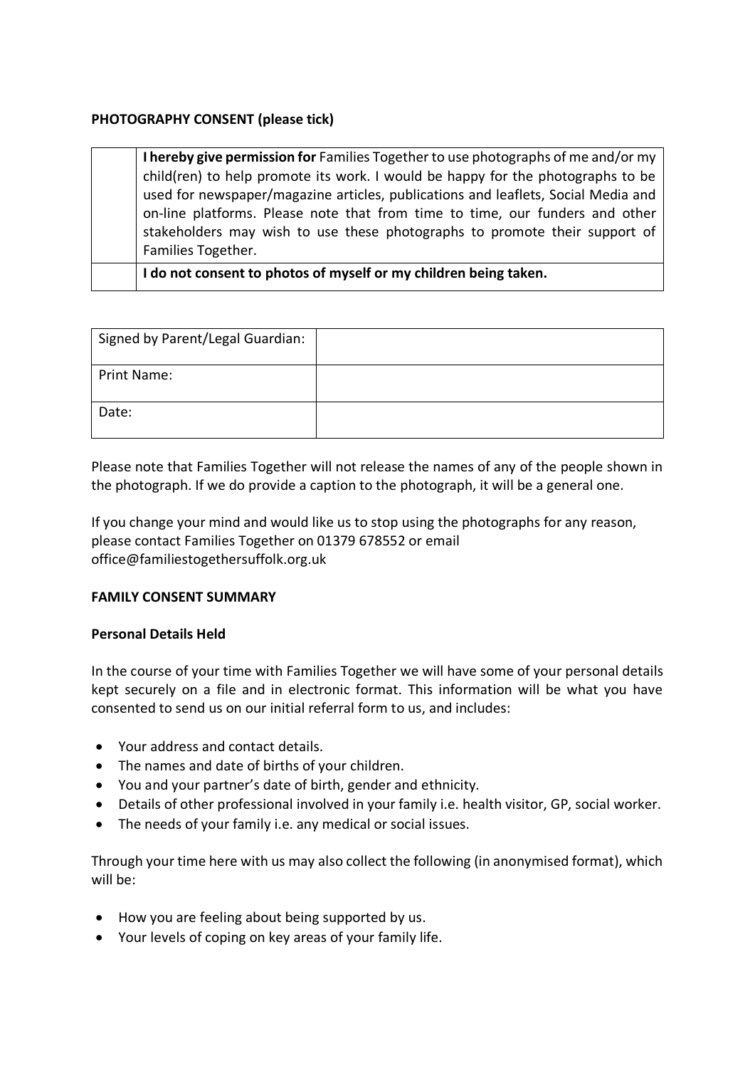**PHOTOGRAPHY CONSENT (please tick)**

| | |
|---|---|
| | **I hereby give permission for** Families Together to use photographs of me and/or my child(ren) to help promote its work. I would be happy for the photographs to be used for newspaper/magazine articles, publications and leaflets, Social Media and on-line platforms. Please note that from time to time, our funders and other stakeholders may wish to use these photographs to promote their support of Families Together. |
| | **I do not consent to photos of myself or my children being taken.** |

| | |
|---|---|
| Signed by Parent/Legal Guardian: | |
| Print Name: | |
| Date: | |

Please note that Families Together will not release the names of any of the people shown in the photograph. If we do provide a caption to the photograph, it will be a general one.

If you change your mind and would like us to stop using the photographs for any reason, please contact Families Together on 01379 678552 or email office@familiestogethersuffolk.org.uk

**FAMILY CONSENT SUMMARY**

**Personal Details Held**

In the course of your time with Families Together we will have some of your personal details kept securely on a file and in electronic format. This information will be what you have consented to send us on our initial referral form to us, and includes:

- Your address and contact details.
- The names and date of births of your children.
- You and your partner's date of birth, gender and ethnicity.
- Details of other professional involved in your family i.e. health visitor, GP, social worker.
- The needs of your family i.e. any medical or social issues.

Through your time here with us may also collect the following (in anonymised format), which will be:

- How you are feeling about being supported by us.
- Your levels of coping on key areas of your family life.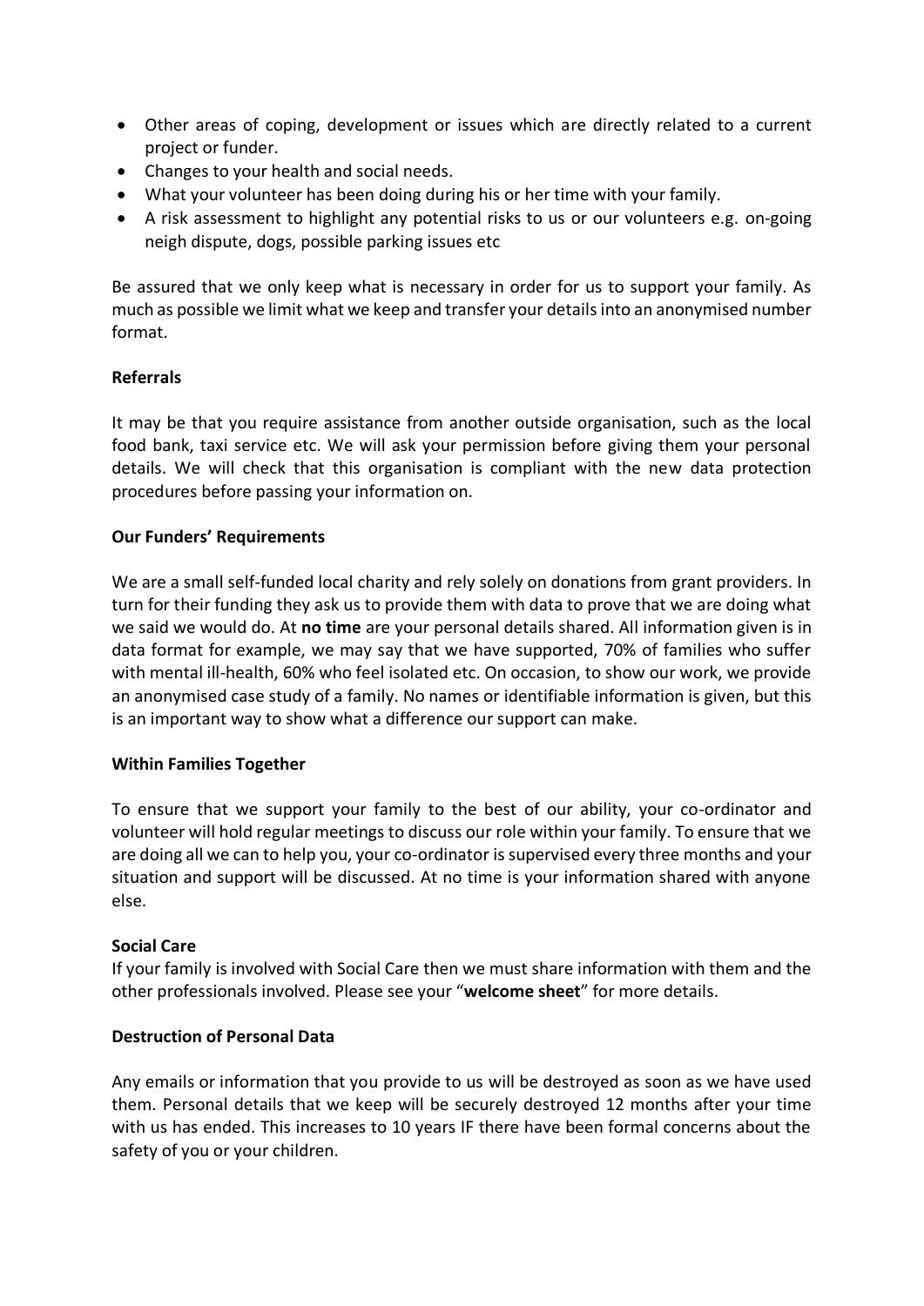- Other areas of coping, development or issues which are directly related to a current project or funder.
- Changes to your health and social needs.
- What your volunteer has been doing during his or her time with your family.
- A risk assessment to highlight any potential risks to us or our volunteers e.g. on-going neigh dispute, dogs, possible parking issues etc

Be assured that we only keep what is necessary in order for us to support your family. As much as possible we limit what we keep and transfer your details into an anonymised number format.

**Referrals**

It may be that you require assistance from another outside organisation, such as the local food bank, taxi service etc. We will ask your permission before giving them your personal details. We will check that this organisation is compliant with the new data protection procedures before passing your information on.

**Our Funders' Requirements**

We are a small self-funded local charity and rely solely on donations from grant providers. In turn for their funding they ask us to provide them with data to prove that we are doing what we said we would do. At **no time** are your personal details shared. All information given is in data format for example, we may say that we have supported, 70% of families who suffer with mental ill-health, 60% who feel isolated etc. On occasion, to show our work, we provide an anonymised case study of a family. No names or identifiable information is given, but this is an important way to show what a difference our support can make.

**Within Families Together**

To ensure that we support your family to the best of our ability, your co-ordinator and volunteer will hold regular meetings to discuss our role within your family. To ensure that we are doing all we can to help you, your co-ordinator is supervised every three months and your situation and support will be discussed. At no time is your information shared with anyone else.

**Social Care**

If your family is involved with Social Care then we must share information with them and the other professionals involved. Please see your "**welcome sheet**" for more details.

**Destruction of Personal Data**

Any emails or information that you provide to us will be destroyed as soon as we have used them. Personal details that we keep will be securely destroyed 12 months after your time with us has ended. This increases to 10 years IF there have been formal concerns about the safety of you or your children.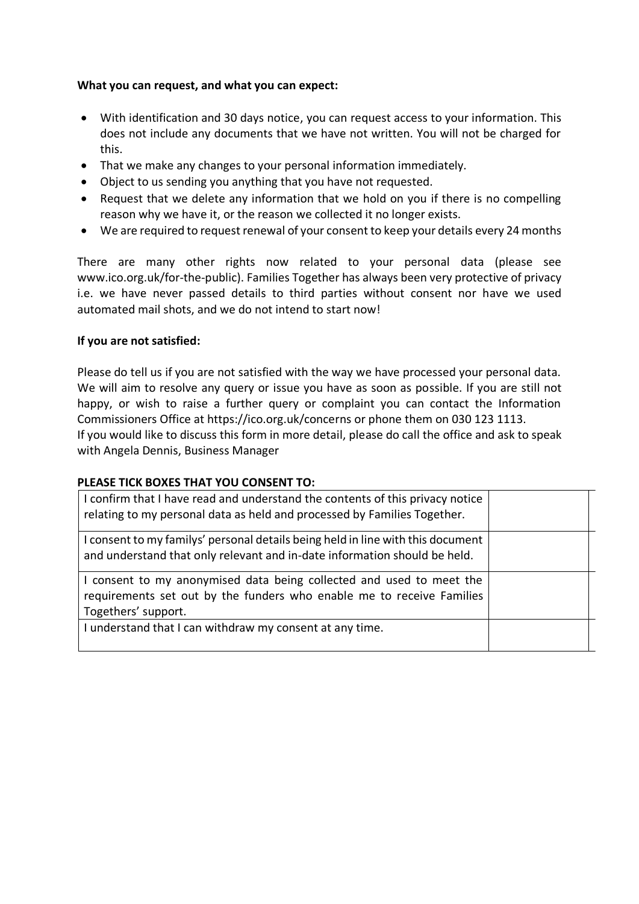**What you can request, and what you can expect:**

- With identification and 30 days notice, you can request access to your information. This does not include any documents that we have not written. You will not be charged for this.
- That we make any changes to your personal information immediately.
- Object to us sending you anything that you have not requested.
- Request that we delete any information that we hold on you if there is no compelling reason why we have it, or the reason we collected it no longer exists.
- We are required to request renewal of your consent to keep your details every 24 months

There are many other rights now related to your personal data (please see www.ico.org.uk/for-the-public). Families Together has always been very protective of privacy i.e. we have never passed details to third parties without consent nor have we used automated mail shots, and we do not intend to start now!

**If you are not satisfied:**

Please do tell us if you are not satisfied with the way we have processed your personal data. We will aim to resolve any query or issue you have as soon as possible. If you are still not happy, or wish to raise a further query or complaint you can contact the Information Commissioners Office at https://ico.org.uk/concerns or phone them on 030 123 1113.
If you would like to discuss this form in more detail, please do call the office and ask to speak with Angela Dennis, Business Manager

**PLEASE TICK BOXES THAT YOU CONSENT TO:**

| | |
|---|---|
| I confirm that I have read and understand the contents of this privacy notice relating to my personal data as held and processed by Families Together. | |
| I consent to my familys' personal details being held in line with this document and understand that only relevant and in-date information should be held. | |
| I consent to my anonymised data being collected and used to meet the requirements set out by the funders who enable me to receive Families Togethers' support. | |
| I understand that I can withdraw my consent at any time. | |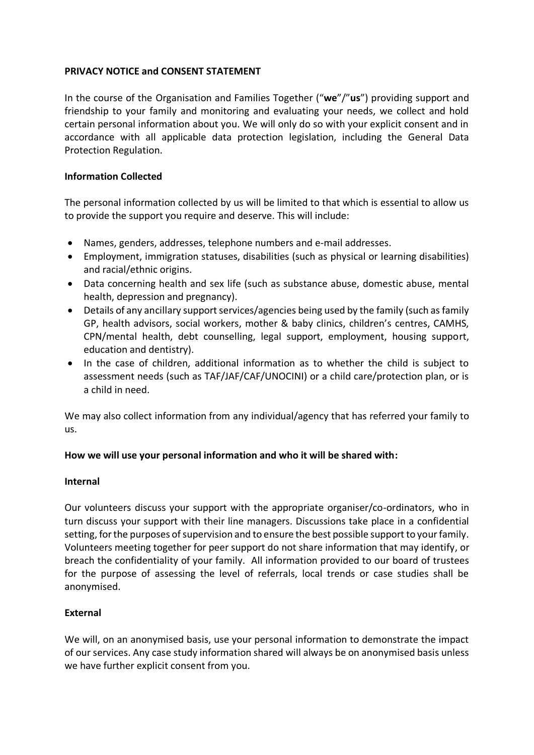**PRIVACY NOTICE and CONSENT STATEMENT**

In the course of the Organisation and Families Together ("**we**"/"**us**") providing support and friendship to your family and monitoring and evaluating your needs, we collect and hold certain personal information about you. We will only do so with your explicit consent and in accordance with all applicable data protection legislation, including the General Data Protection Regulation.

**Information Collected**

The personal information collected by us will be limited to that which is essential to allow us to provide the support you require and deserve. This will include:

- Names, genders, addresses, telephone numbers and e-mail addresses.
- Employment, immigration statuses, disabilities (such as physical or learning disabilities) and racial/ethnic origins.
- Data concerning health and sex life (such as substance abuse, domestic abuse, mental health, depression and pregnancy).
- Details of any ancillary support services/agencies being used by the family (such as family GP, health advisors, social workers, mother & baby clinics, children's centres, CAMHS, CPN/mental health, debt counselling, legal support, employment, housing support, education and dentistry).
- In the case of children, additional information as to whether the child is subject to assessment needs (such as TAF/JAF/CAF/UNOCINI) or a child care/protection plan, or is a child in need.

We may also collect information from any individual/agency that has referred your family to us.

**How we will use your personal information and who it will be shared with:**

**Internal**

Our volunteers discuss your support with the appropriate organiser/co-ordinators, who in turn discuss your support with their line managers. Discussions take place in a confidential setting, for the purposes of supervision and to ensure the best possible support to your family. Volunteers meeting together for peer support do not share information that may identify, or breach the confidentiality of your family. All information provided to our board of trustees for the purpose of assessing the level of referrals, local trends or case studies shall be anonymised.

**External**

We will, on an anonymised basis, use your personal information to demonstrate the impact of our services. Any case study information shared will always be on anonymised basis unless we have further explicit consent from you.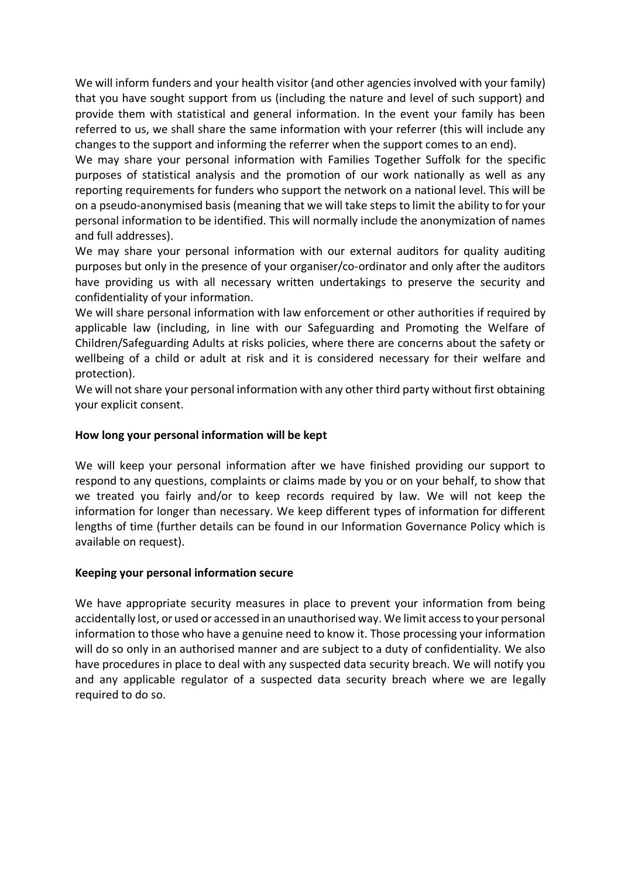We will inform funders and your health visitor (and other agencies involved with your family) that you have sought support from us (including the nature and level of such support) and provide them with statistical and general information. In the event your family has been referred to us, we shall share the same information with your referrer (this will include any changes to the support and informing the referrer when the support comes to an end).

We may share your personal information with Families Together Suffolk for the specific purposes of statistical analysis and the promotion of our work nationally as well as any reporting requirements for funders who support the network on a national level. This will be on a pseudo-anonymised basis (meaning that we will take steps to limit the ability to for your personal information to be identified. This will normally include the anonymization of names and full addresses).

We may share your personal information with our external auditors for quality auditing purposes but only in the presence of your organiser/co-ordinator and only after the auditors have providing us with all necessary written undertakings to preserve the security and confidentiality of your information.

We will share personal information with law enforcement or other authorities if required by applicable law (including, in line with our Safeguarding and Promoting the Welfare of Children/Safeguarding Adults at risks policies, where there are concerns about the safety or wellbeing of a child or adult at risk and it is considered necessary for their welfare and protection).

We will not share your personal information with any other third party without first obtaining your explicit consent.

**How long your personal information will be kept**

We will keep your personal information after we have finished providing our support to respond to any questions, complaints or claims made by you or on your behalf, to show that we treated you fairly and/or to keep records required by law. We will not keep the information for longer than necessary. We keep different types of information for different lengths of time (further details can be found in our Information Governance Policy which is available on request).

**Keeping your personal information secure**

We have appropriate security measures in place to prevent your information from being accidentally lost, or used or accessed in an unauthorised way. We limit access to your personal information to those who have a genuine need to know it. Those processing your information will do so only in an authorised manner and are subject to a duty of confidentiality. We also have procedures in place to deal with any suspected data security breach. We will notify you and any applicable regulator of a suspected data security breach where we are legally required to do so.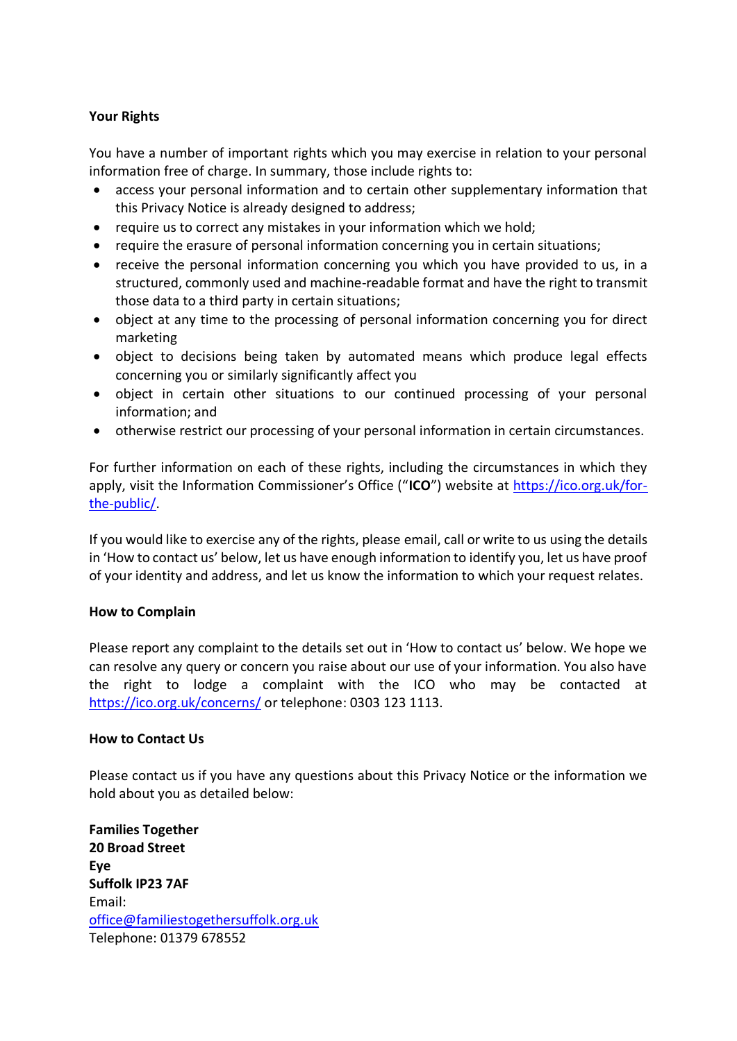**Your Rights**

You have a number of important rights which you may exercise in relation to your personal information free of charge. In summary, those include rights to:

- access your personal information and to certain other supplementary information that this Privacy Notice is already designed to address;
- require us to correct any mistakes in your information which we hold;
- require the erasure of personal information concerning you in certain situations;
- receive the personal information concerning you which you have provided to us, in a structured, commonly used and machine-readable format and have the right to transmit those data to a third party in certain situations;
- object at any time to the processing of personal information concerning you for direct marketing
- object to decisions being taken by automated means which produce legal effects concerning you or similarly significantly affect you
- object in certain other situations to our continued processing of your personal information; and
- otherwise restrict our processing of your personal information in certain circumstances.

For further information on each of these rights, including the circumstances in which they apply, visit the Information Commissioner's Office ("**ICO**") website at [https://ico.org.uk/for-the-public/](https://ico.org.uk/for-the-public/).

If you would like to exercise any of the rights, please email, call or write to us using the details in 'How to contact us' below, let us have enough information to identify you, let us have proof of your identity and address, and let us know the information to which your request relates.

**How to Complain**

Please report any complaint to the details set out in 'How to contact us' below. We hope we can resolve any query or concern you raise about our use of your information. You also have the right to lodge a complaint with the ICO who may be contacted at [https://ico.org.uk/concerns/](https://ico.org.uk/concerns/) or telephone: 0303 123 1113.

**How to Contact Us**

Please contact us if you have any questions about this Privacy Notice or the information we hold about you as detailed below:

**Families Together**
**20 Broad Street**
**Eye**
**Suffolk IP23 7AF**
Email:
[office@familiestogethersuffolk.org.uk](mailto:office@familiestogethersuffolk.org.uk)
Telephone: 01379 678552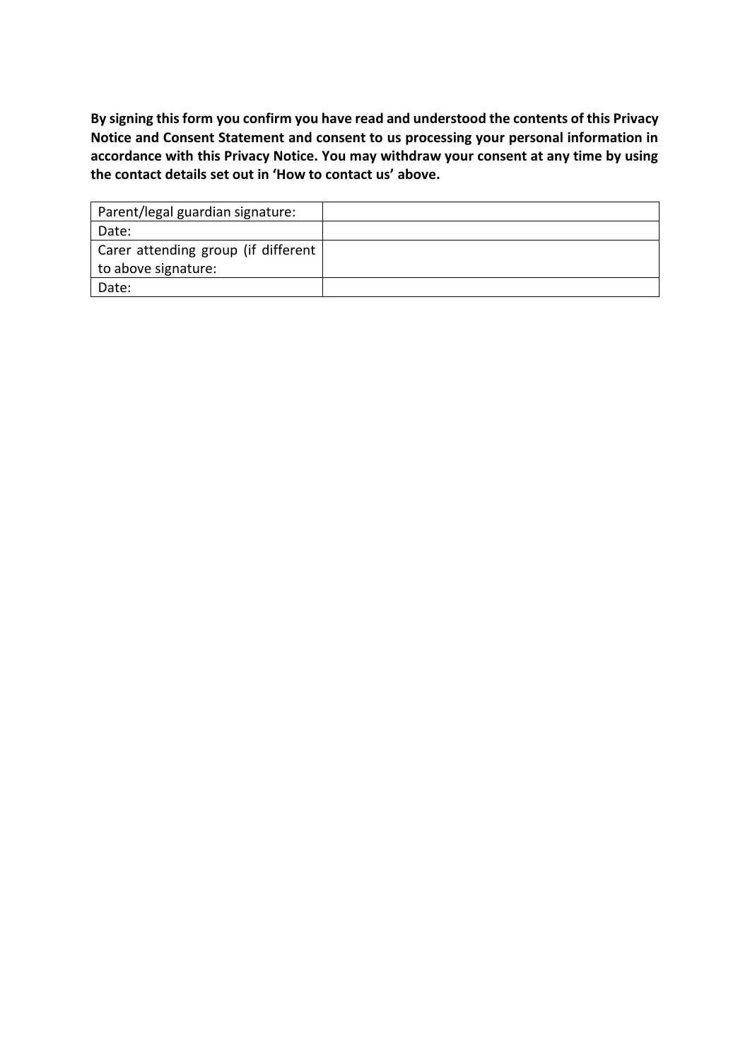**By signing this form you confirm you have read and understood the contents of this Privacy Notice and Consent Statement and consent to us processing your personal information in accordance with this Privacy Notice. You may withdraw your consent at any time by using the contact details set out in 'How to contact us' above.**

| | |
|---|---|
| Parent/legal guardian signature: | |
| Date: | |
| Carer attending group (if different to above signature: | |
| Date: | |